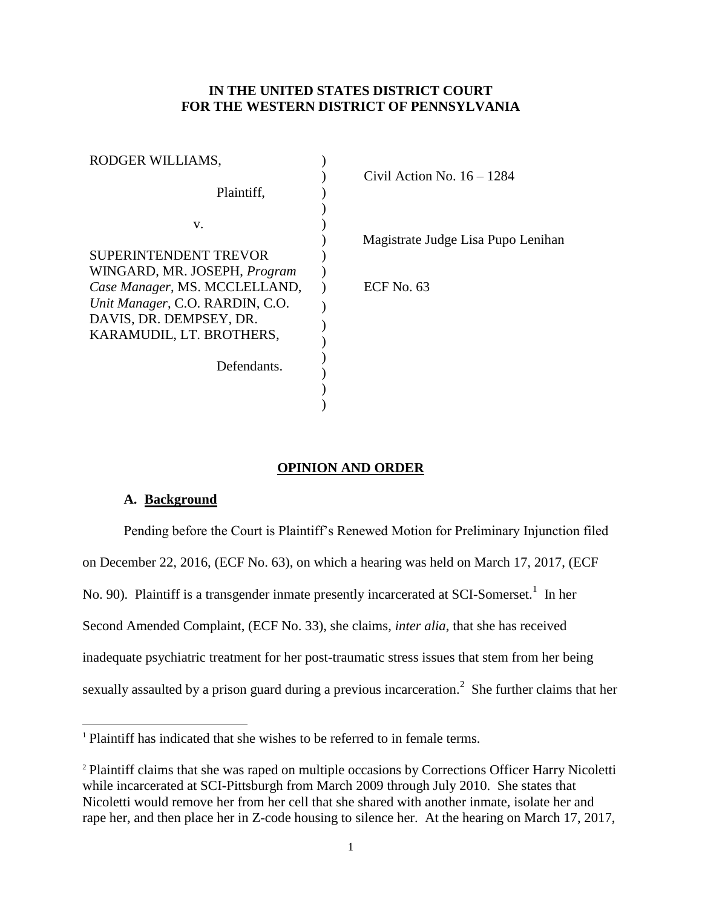**IN THE UNITED STATES DISTRICT COURT**
**FOR THE WESTERN DISTRICT OF PENNSYLVANIA**

| | | |
|---|---|---|
| RODGER WILLIAMS, | ) | |
| | ) | Civil Action No. 16 – 1284 |
| Plaintiff, | ) | |
| | ) | |
| v. | ) | |
| | ) | Magistrate Judge Lisa Pupo Lenihan |
| SUPERINTENDENT TREVOR WINGARD, MR. JOSEPH, *Program Case Manager*, MS. MCCLELLAND, *Unit Manager*, C.O. RARDIN, C.O. DAVIS, DR. DEMPSEY, DR. KARAMUDIL, LT. BROTHERS, | ) | ECF No. 63 |
| | ) | |
| Defendants. | ) | |

## OPINION AND ORDER

### A. Background

Pending before the Court is Plaintiff's Renewed Motion for Preliminary Injunction filed on December 22, 2016, (ECF No. 63), on which a hearing was held on March 17, 2017, (ECF No. 90). Plaintiff is a transgender inmate presently incarcerated at SCI-Somerset.[1] In her Second Amended Complaint, (ECF No. 33), she claims, *inter alia*, that she has received inadequate psychiatric treatment for her post-traumatic stress issues that stem from her being sexually assaulted by a prison guard during a previous incarceration.[2] She further claims that her

[1] Plaintiff has indicated that she wishes to be referred to in female terms.

[2] Plaintiff claims that she was raped on multiple occasions by Corrections Officer Harry Nicoletti while incarcerated at SCI-Pittsburgh from March 2009 through July 2010. She states that Nicoletti would remove her from her cell that she shared with another inmate, isolate her and rape her, and then place her in Z-code housing to silence her. At the hearing on March 17, 2017,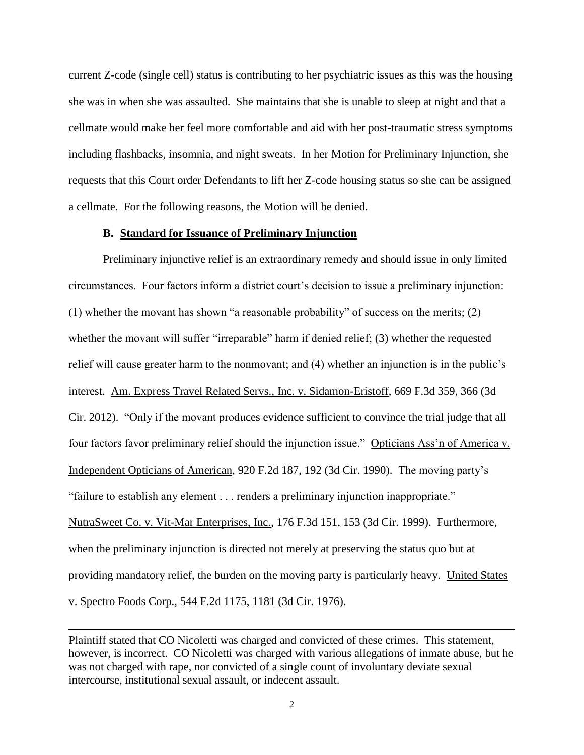current Z-code (single cell) status is contributing to her psychiatric issues as this was the housing she was in when she was assaulted. She maintains that she is unable to sleep at night and that a cellmate would make her feel more comfortable and aid with her post-traumatic stress symptoms including flashbacks, insomnia, and night sweats. In her Motion for Preliminary Injunction, she requests that this Court order Defendants to lift her Z-code housing status so she can be assigned a cellmate. For the following reasons, the Motion will be denied.

### B. Standard for Issuance of Preliminary Injunction

Preliminary injunctive relief is an extraordinary remedy and should issue in only limited circumstances. Four factors inform a district court's decision to issue a preliminary injunction: (1) whether the movant has shown "a reasonable probability" of success on the merits; (2) whether the movant will suffer "irreparable" harm if denied relief; (3) whether the requested relief will cause greater harm to the nonmovant; and (4) whether an injunction is in the public's interest. Am. Express Travel Related Servs., Inc. v. Sidamon-Eristoff, 669 F.3d 359, 366 (3d Cir. 2012). "Only if the movant produces evidence sufficient to convince the trial judge that all four factors favor preliminary relief should the injunction issue." Opticians Ass'n of America v. Independent Opticians of American, 920 F.2d 187, 192 (3d Cir. 1990). The moving party's "failure to establish any element . . . renders a preliminary injunction inappropriate." NutraSweet Co. v. Vit-Mar Enterprises, Inc., 176 F.3d 151, 153 (3d Cir. 1999). Furthermore, when the preliminary injunction is directed not merely at preserving the status quo but at providing mandatory relief, the burden on the moving party is particularly heavy. United States v. Spectro Foods Corp., 544 F.2d 1175, 1181 (3d Cir. 1976).

---

Plaintiff stated that CO Nicoletti was charged and convicted of these crimes. This statement, however, is incorrect. CO Nicoletti was charged with various allegations of inmate abuse, but he was not charged with rape, nor convicted of a single count of involuntary deviate sexual intercourse, institutional sexual assault, or indecent assault.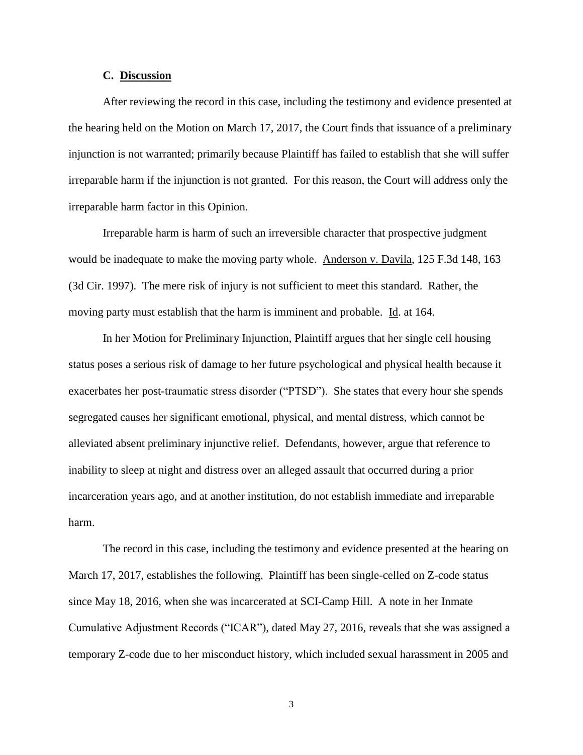### C. **Discussion**

After reviewing the record in this case, including the testimony and evidence presented at the hearing held on the Motion on March 17, 2017, the Court finds that issuance of a preliminary injunction is not warranted; primarily because Plaintiff has failed to establish that she will suffer irreparable harm if the injunction is not granted. For this reason, the Court will address only the irreparable harm factor in this Opinion.

Irreparable harm is harm of such an irreversible character that prospective judgment would be inadequate to make the moving party whole. Anderson v. Davila, 125 F.3d 148, 163 (3d Cir. 1997). The mere risk of injury is not sufficient to meet this standard. Rather, the moving party must establish that the harm is imminent and probable. Id. at 164.

In her Motion for Preliminary Injunction, Plaintiff argues that her single cell housing status poses a serious risk of damage to her future psychological and physical health because it exacerbates her post-traumatic stress disorder ("PTSD"). She states that every hour she spends segregated causes her significant emotional, physical, and mental distress, which cannot be alleviated absent preliminary injunctive relief. Defendants, however, argue that reference to inability to sleep at night and distress over an alleged assault that occurred during a prior incarceration years ago, and at another institution, do not establish immediate and irreparable harm.

The record in this case, including the testimony and evidence presented at the hearing on March 17, 2017, establishes the following. Plaintiff has been single-celled on Z-code status since May 18, 2016, when she was incarcerated at SCI-Camp Hill. A note in her Inmate Cumulative Adjustment Records ("ICAR"), dated May 27, 2016, reveals that she was assigned a temporary Z-code due to her misconduct history, which included sexual harassment in 2005 and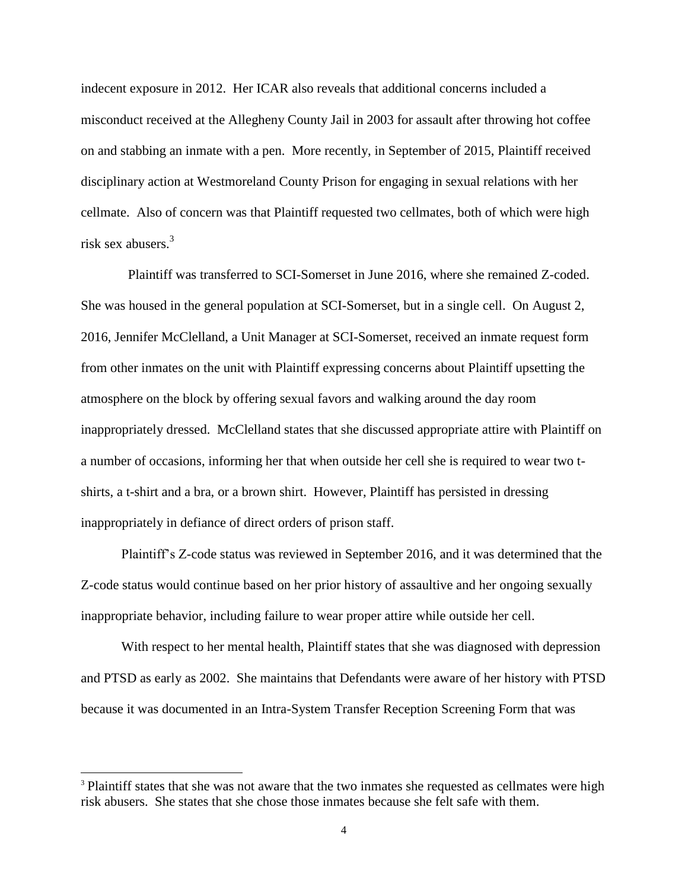indecent exposure in 2012. Her ICAR also reveals that additional concerns included a misconduct received at the Allegheny County Jail in 2003 for assault after throwing hot coffee on and stabbing an inmate with a pen. More recently, in September of 2015, Plaintiff received disciplinary action at Westmoreland County Prison for engaging in sexual relations with her cellmate. Also of concern was that Plaintiff requested two cellmates, both of which were high risk sex abusers.[3]

Plaintiff was transferred to SCI-Somerset in June 2016, where she remained Z-coded. She was housed in the general population at SCI-Somerset, but in a single cell. On August 2, 2016, Jennifer McClelland, a Unit Manager at SCI-Somerset, received an inmate request form from other inmates on the unit with Plaintiff expressing concerns about Plaintiff upsetting the atmosphere on the block by offering sexual favors and walking around the day room inappropriately dressed. McClelland states that she discussed appropriate attire with Plaintiff on a number of occasions, informing her that when outside her cell she is required to wear two t-shirts, a t-shirt and a bra, or a brown shirt. However, Plaintiff has persisted in dressing inappropriately in defiance of direct orders of prison staff.

Plaintiff's Z-code status was reviewed in September 2016, and it was determined that the Z-code status would continue based on her prior history of assaultive and her ongoing sexually inappropriate behavior, including failure to wear proper attire while outside her cell.

With respect to her mental health, Plaintiff states that she was diagnosed with depression and PTSD as early as 2002. She maintains that Defendants were aware of her history with PTSD because it was documented in an Intra-System Transfer Reception Screening Form that was

[3] Plaintiff states that she was not aware that the two inmates she requested as cellmates were high risk abusers. She states that she chose those inmates because she felt safe with them.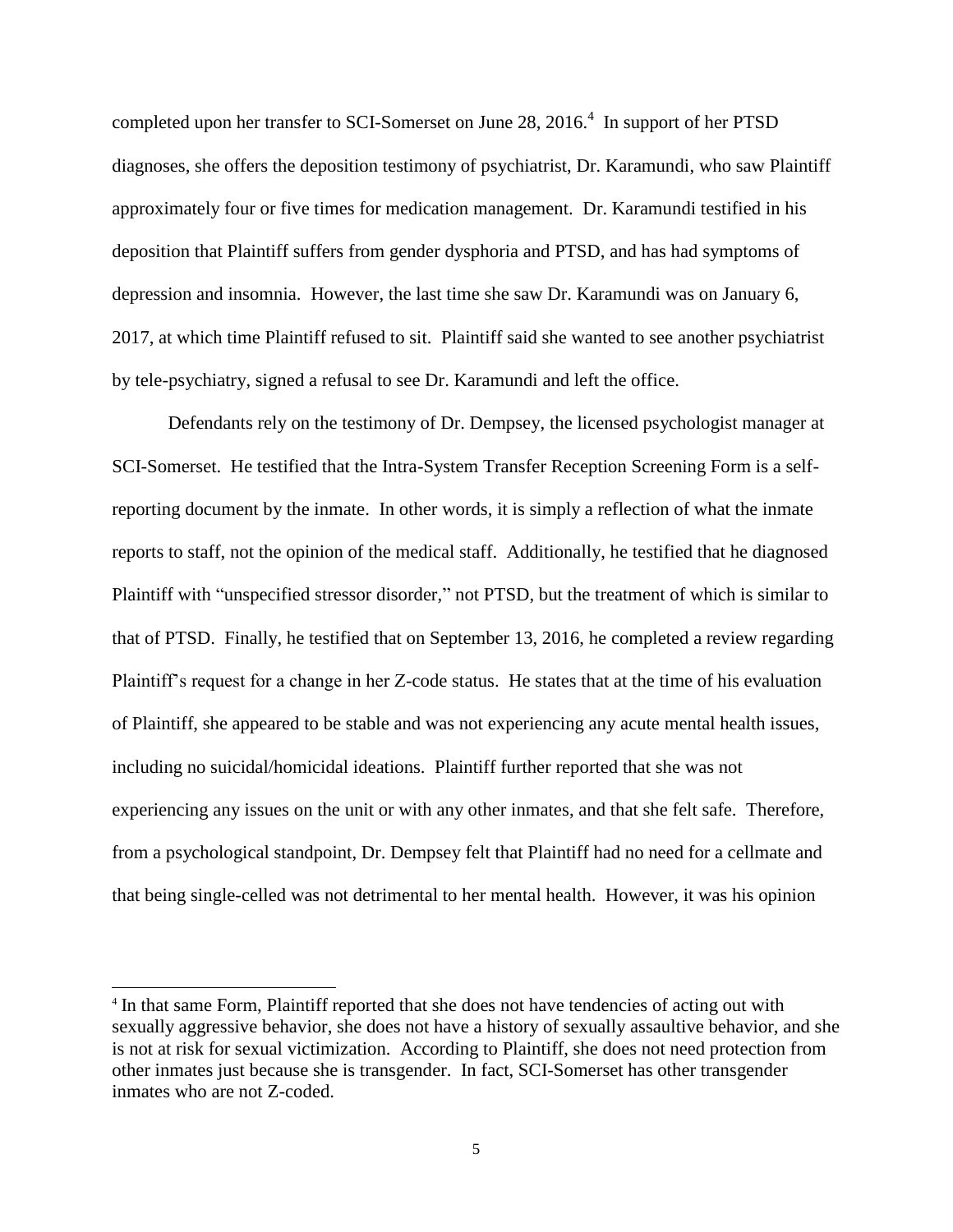completed upon her transfer to SCI-Somerset on June 28, 2016.[4] In support of her PTSD diagnoses, she offers the deposition testimony of psychiatrist, Dr. Karamundi, who saw Plaintiff approximately four or five times for medication management. Dr. Karamundi testified in his deposition that Plaintiff suffers from gender dysphoria and PTSD, and has had symptoms of depression and insomnia. However, the last time she saw Dr. Karamundi was on January 6, 2017, at which time Plaintiff refused to sit. Plaintiff said she wanted to see another psychiatrist by tele-psychiatry, signed a refusal to see Dr. Karamundi and left the office.

Defendants rely on the testimony of Dr. Dempsey, the licensed psychologist manager at SCI-Somerset. He testified that the Intra-System Transfer Reception Screening Form is a self-reporting document by the inmate. In other words, it is simply a reflection of what the inmate reports to staff, not the opinion of the medical staff. Additionally, he testified that he diagnosed Plaintiff with "unspecified stressor disorder," not PTSD, but the treatment of which is similar to that of PTSD. Finally, he testified that on September 13, 2016, he completed a review regarding Plaintiff's request for a change in her Z-code status. He states that at the time of his evaluation of Plaintiff, she appeared to be stable and was not experiencing any acute mental health issues, including no suicidal/homicidal ideations. Plaintiff further reported that she was not experiencing any issues on the unit or with any other inmates, and that she felt safe. Therefore, from a psychological standpoint, Dr. Dempsey felt that Plaintiff had no need for a cellmate and that being single-celled was not detrimental to her mental health. However, it was his opinion

---

[4] In that same Form, Plaintiff reported that she does not have tendencies of acting out with sexually aggressive behavior, she does not have a history of sexually assaultive behavior, and she is not at risk for sexual victimization. According to Plaintiff, she does not need protection from other inmates just because she is transgender. In fact, SCI-Somerset has other transgender inmates who are not Z-coded.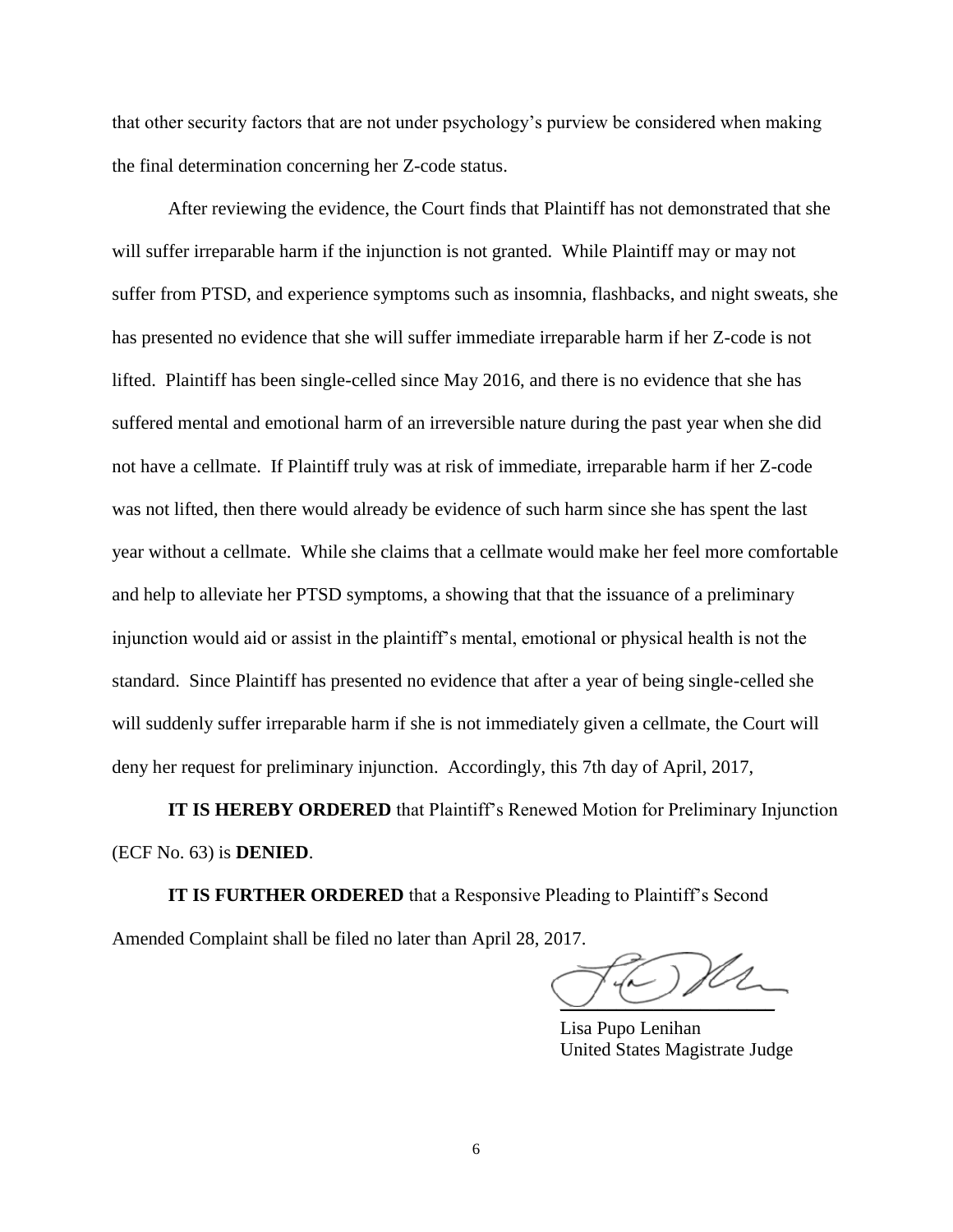that other security factors that are not under psychology's purview be considered when making the final determination concerning her Z-code status.

After reviewing the evidence, the Court finds that Plaintiff has not demonstrated that she will suffer irreparable harm if the injunction is not granted. While Plaintiff may or may not suffer from PTSD, and experience symptoms such as insomnia, flashbacks, and night sweats, she has presented no evidence that she will suffer immediate irreparable harm if her Z-code is not lifted. Plaintiff has been single-celled since May 2016, and there is no evidence that she has suffered mental and emotional harm of an irreversible nature during the past year when she did not have a cellmate. If Plaintiff truly was at risk of immediate, irreparable harm if her Z-code was not lifted, then there would already be evidence of such harm since she has spent the last year without a cellmate. While she claims that a cellmate would make her feel more comfortable and help to alleviate her PTSD symptoms, a showing that that the issuance of a preliminary injunction would aid or assist in the plaintiff's mental, emotional or physical health is not the standard. Since Plaintiff has presented no evidence that after a year of being single-celled she will suddenly suffer irreparable harm if she is not immediately given a cellmate, the Court will deny her request for preliminary injunction. Accordingly, this 7th day of April, 2017,

**IT IS HEREBY ORDERED** that Plaintiff's Renewed Motion for Preliminary Injunction (ECF No. 63) is **DENIED**.

**IT IS FURTHER ORDERED** that a Responsive Pleading to Plaintiff's Second Amended Complaint shall be filed no later than April 28, 2017.

Lisa Pupo Lenihan
United States Magistrate Judge